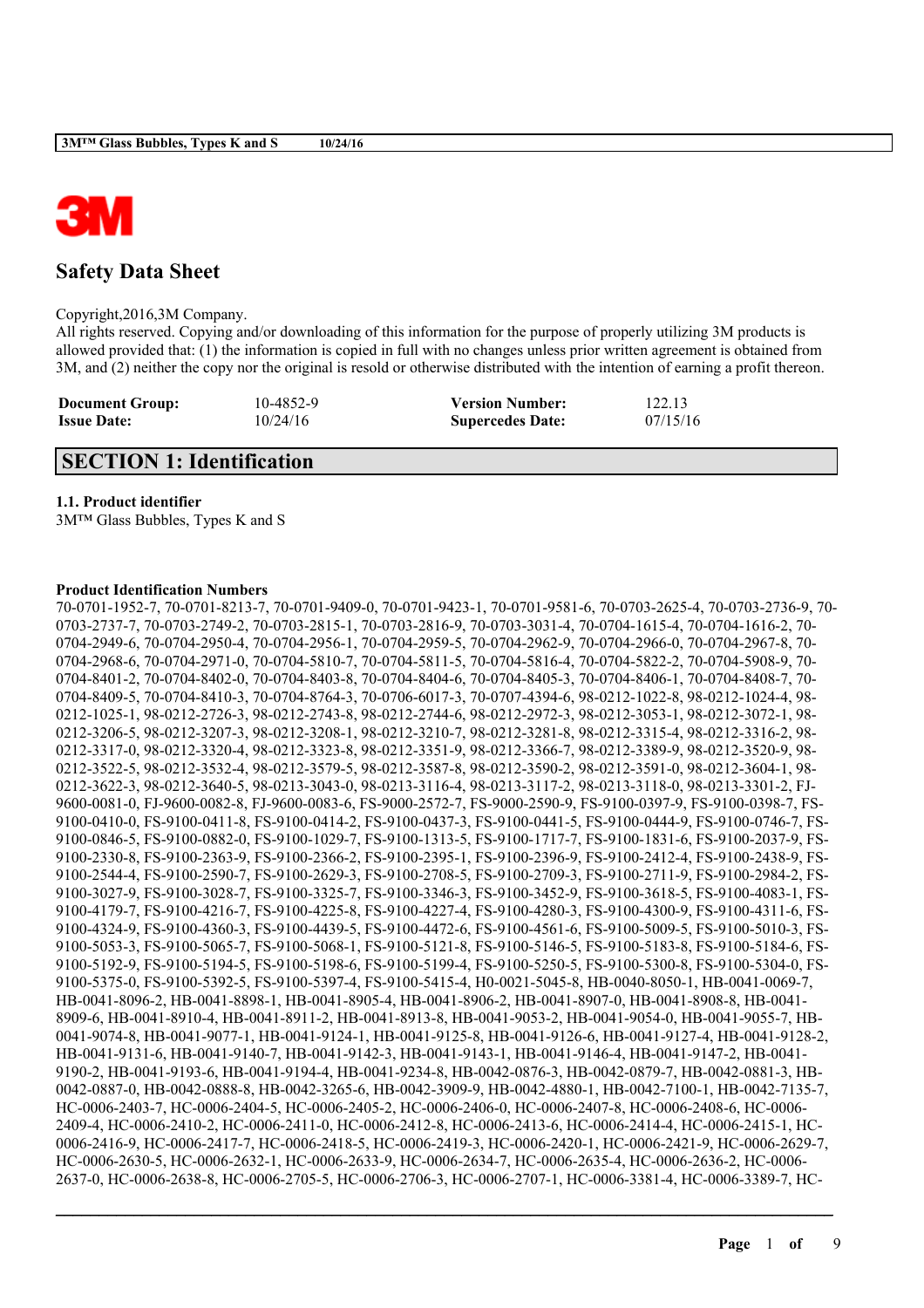# Safety Data Sheet

Copyright,2016,3M Company.
All rights reserved. Copying and/or downloading of this information for the purpose of properly utilizing 3M products is allowed provided that: (1) the information is copied in full with no changes unless prior written agreement is obtained from 3M, and (2) neither the copy nor the original is resold or otherwise distributed with the intention of earning a profit thereon.

| | | | |
|---|---|---|---|
| **Document Group:** | 10-4852-9 | **Version Number:** | 122.13 |
| **Issue Date:** | 10/24/16 | **Supercedes Date:** | 07/15/16 |

## SECTION 1: Identification

### 1.1. Product identifier

3M™ Glass Bubbles, Types K and S

**Product Identification Numbers**

70-0701-1952-7, 70-0701-8213-7, 70-0701-9409-0, 70-0701-9423-1, 70-0701-9581-6, 70-0703-2625-4, 70-0703-2736-9, 70-0703-2737-7, 70-0703-2749-2, 70-0703-2815-1, 70-0703-2816-9, 70-0703-3031-4, 70-0704-1615-4, 70-0704-1616-2, 70-0704-2949-6, 70-0704-2950-4, 70-0704-2956-1, 70-0704-2959-5, 70-0704-2962-9, 70-0704-2966-0, 70-0704-2967-8, 70-0704-2968-6, 70-0704-2971-0, 70-0704-5810-7, 70-0704-5811-5, 70-0704-5816-4, 70-0704-5822-2, 70-0704-5908-9, 70-0704-8401-2, 70-0704-8402-0, 70-0704-8403-8, 70-0704-8404-6, 70-0704-8405-3, 70-0704-8406-1, 70-0704-8408-7, 70-0704-8409-5, 70-0704-8410-3, 70-0704-8764-3, 70-0706-6017-3, 70-0707-4394-6, 98-0212-1022-8, 98-0212-1024-4, 98-0212-1025-1, 98-0212-2726-3, 98-0212-2743-8, 98-0212-2744-6, 98-0212-2972-3, 98-0212-3053-1, 98-0212-3072-1, 98-0212-3206-5, 98-0212-3207-3, 98-0212-3208-1, 98-0212-3210-7, 98-0212-3281-8, 98-0212-3315-4, 98-0212-3316-2, 98-0212-3317-0, 98-0212-3320-4, 98-0212-3323-8, 98-0212-3351-9, 98-0212-3366-7, 98-0212-3389-9, 98-0212-3520-9, 98-0212-3522-5, 98-0212-3532-4, 98-0212-3579-5, 98-0212-3587-8, 98-0212-3590-2, 98-0212-3591-0, 98-0212-3604-1, 98-0212-3622-3, 98-0212-3640-5, 98-0213-3043-0, 98-0213-3116-4, 98-0213-3117-2, 98-0213-3118-0, 98-0213-3301-2, FJ-9600-0081-0, FJ-9600-0082-8, FJ-9600-0083-6, FS-9000-2572-7, FS-9000-2590-9, FS-9100-0397-9, FS-9100-0398-7, FS-9100-0410-0, FS-9100-0411-8, FS-9100-0414-2, FS-9100-0437-3, FS-9100-0441-5, FS-9100-0444-9, FS-9100-0746-7, FS-9100-0846-5, FS-9100-0882-0, FS-9100-1029-7, FS-9100-1313-5, FS-9100-1717-7, FS-9100-1831-6, FS-9100-2037-9, FS-9100-2330-8, FS-9100-2363-9, FS-9100-2366-2, FS-9100-2395-1, FS-9100-2396-9, FS-9100-2412-4, FS-9100-2438-9, FS-9100-2544-4, FS-9100-2590-7, FS-9100-2629-3, FS-9100-2708-5, FS-9100-2709-3, FS-9100-2711-9, FS-9100-2984-2, FS-9100-3027-9, FS-9100-3028-7, FS-9100-3325-7, FS-9100-3346-3, FS-9100-3452-9, FS-9100-3618-5, FS-9100-4083-1, FS-9100-4179-7, FS-9100-4216-7, FS-9100-4225-8, FS-9100-4227-4, FS-9100-4280-3, FS-9100-4300-9, FS-9100-4311-6, FS-9100-4324-9, FS-9100-4360-3, FS-9100-4439-5, FS-9100-4472-6, FS-9100-4561-6, FS-9100-5009-5, FS-9100-5010-3, FS-9100-5053-3, FS-9100-5065-7, FS-9100-5068-1, FS-9100-5121-8, FS-9100-5146-5, FS-9100-5183-8, FS-9100-5184-6, FS-9100-5192-9, FS-9100-5194-5, FS-9100-5198-6, FS-9100-5199-4, FS-9100-5250-5, FS-9100-5300-8, FS-9100-5304-0, FS-9100-5392-5, FS-9100-5397-4, FS-9100-5415-4, H0-0021-5045-8, HB-0040-8050-1, HB-0041-0069-7, HB-0041-8096-2, HB-0041-8898-1, HB-0041-8905-4, HB-0041-8906-2, HB-0041-8907-0, HB-0041-8908-8, HB-0041-8909-6, HB-0041-8910-4, HB-0041-8911-2, HB-0041-8913-8, HB-0041-9053-2, HB-0041-9054-0, HB-0041-9055-7, HB-0041-9074-8, HB-0041-9077-1, HB-0041-9124-1, HB-0041-9125-8, HB-0041-9126-6, HB-0041-9127-4, HB-0041-9128-2, HB-0041-9131-6, HB-0041-9140-7, HB-0041-9142-3, HB-0041-9143-1, HB-0041-9146-4, HB-0041-9147-2, HB-0041-9190-2, HB-0041-9193-6, HB-0041-9194-4, HB-0041-9234-8, HB-0042-0876-3, HB-0042-0879-7, HB-0042-0881-3, HB-0042-0887-0, HB-0042-0888-8, HB-0042-3265-6, HB-0042-3909-9, HB-0042-4880-1, HB-0042-7100-1, HB-0042-7135-7, HC-0006-2403-7, HC-0006-2404-5, HC-0006-2405-2, HC-0006-2406-0, HC-0006-2407-8, HC-0006-2408-6, HC-0006-2409-4, HC-0006-2410-2, HC-0006-2411-0, HC-0006-2412-8, HC-0006-2413-6, HC-0006-2414-4, HC-0006-2415-1, HC-0006-2416-9, HC-0006-2417-7, HC-0006-2418-5, HC-0006-2419-3, HC-0006-2420-1, HC-0006-2421-9, HC-0006-2629-7, HC-0006-2630-5, HC-0006-2632-1, HC-0006-2633-9, HC-0006-2634-7, HC-0006-2635-4, HC-0006-2636-2, HC-0006-2637-0, HC-0006-2638-8, HC-0006-2705-5, HC-0006-2706-3, HC-0006-2707-1, HC-0006-3381-4, HC-0006-3389-7, HC-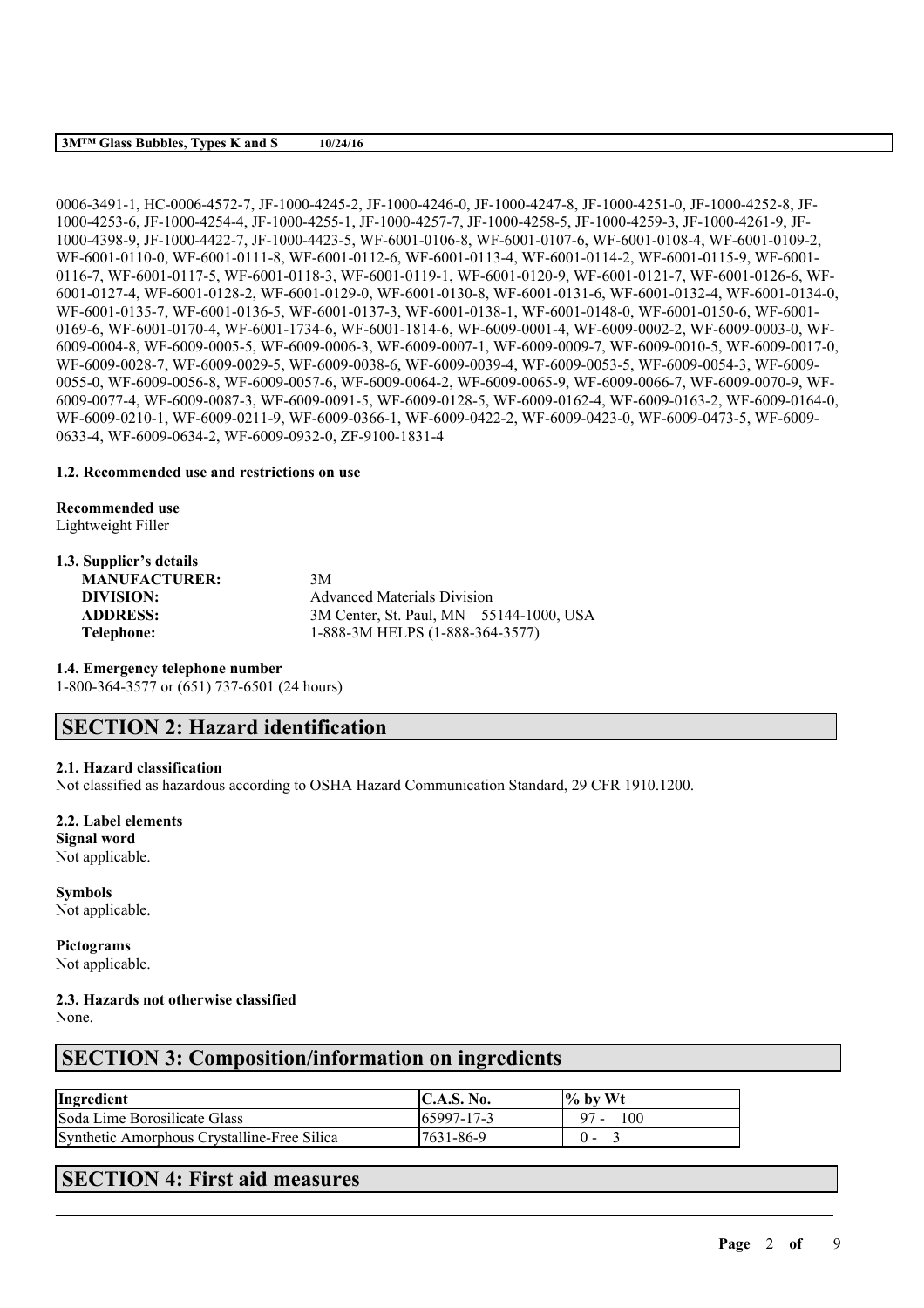0006-3491-1, HC-0006-4572-7, JF-1000-4245-2, JF-1000-4246-0, JF-1000-4247-8, JF-1000-4251-0, JF-1000-4252-8, JF-1000-4253-6, JF-1000-4254-4, JF-1000-4255-1, JF-1000-4257-7, JF-1000-4258-5, JF-1000-4259-3, JF-1000-4261-9, JF-1000-4398-9, JF-1000-4422-7, JF-1000-4423-5, WF-6001-0106-8, WF-6001-0107-6, WF-6001-0108-4, WF-6001-0109-2, WF-6001-0110-0, WF-6001-0111-8, WF-6001-0112-6, WF-6001-0113-4, WF-6001-0114-2, WF-6001-0115-9, WF-6001-0116-7, WF-6001-0117-5, WF-6001-0118-3, WF-6001-0119-1, WF-6001-0120-9, WF-6001-0121-7, WF-6001-0126-6, WF-6001-0127-4, WF-6001-0128-2, WF-6001-0129-0, WF-6001-0130-8, WF-6001-0131-6, WF-6001-0132-4, WF-6001-0134-0, WF-6001-0135-7, WF-6001-0136-5, WF-6001-0137-3, WF-6001-0138-1, WF-6001-0148-0, WF-6001-0150-6, WF-6001-0169-6, WF-6001-0170-4, WF-6001-1734-6, WF-6001-1814-6, WF-6009-0001-4, WF-6009-0002-2, WF-6009-0003-0, WF-6009-0004-8, WF-6009-0005-5, WF-6009-0006-3, WF-6009-0007-1, WF-6009-0009-7, WF-6009-0010-5, WF-6009-0017-0, WF-6009-0028-7, WF-6009-0029-5, WF-6009-0038-6, WF-6009-0039-4, WF-6009-0053-5, WF-6009-0054-3, WF-6009-0055-0, WF-6009-0056-8, WF-6009-0057-6, WF-6009-0064-2, WF-6009-0065-9, WF-6009-0066-7, WF-6009-0070-9, WF-6009-0077-4, WF-6009-0087-3, WF-6009-0091-5, WF-6009-0128-5, WF-6009-0162-4, WF-6009-0163-2, WF-6009-0164-0, WF-6009-0210-1, WF-6009-0211-9, WF-6009-0366-1, WF-6009-0422-2, WF-6009-0423-0, WF-6009-0473-5, WF-6009-0633-4, WF-6009-0634-2, WF-6009-0932-0, ZF-9100-1831-4

**1.2. Recommended use and restrictions on use**

**Recommended use**
Lightweight Filler

**1.3. Supplier's details**

| | |
|---|---|
| **MANUFACTURER:** | 3M |
| **DIVISION:** | Advanced Materials Division |
| **ADDRESS:** | 3M Center, St. Paul, MN 55144-1000, USA |
| **Telephone:** | 1-888-3M HELPS (1-888-364-3577) |

**1.4. Emergency telephone number**
1-800-364-3577 or (651) 737-6501 (24 hours)

## SECTION 2: Hazard identification

**2.1. Hazard classification**
Not classified as hazardous according to OSHA Hazard Communication Standard, 29 CFR 1910.1200.

**2.2. Label elements**
**Signal word**
Not applicable.

**Symbols**
Not applicable.

**Pictograms**
Not applicable.

**2.3. Hazards not otherwise classified**
None.

## SECTION 3: Composition/information on ingredients

| Ingredient | C.A.S. No. | % by Wt |
|---|---|---|
| Soda Lime Borosilicate Glass | 65997-17-3 | 97 - 100 |
| Synthetic Amorphous Crystalline-Free Silica | 7631-86-9 | 0 - 3 |

## SECTION 4: First aid measures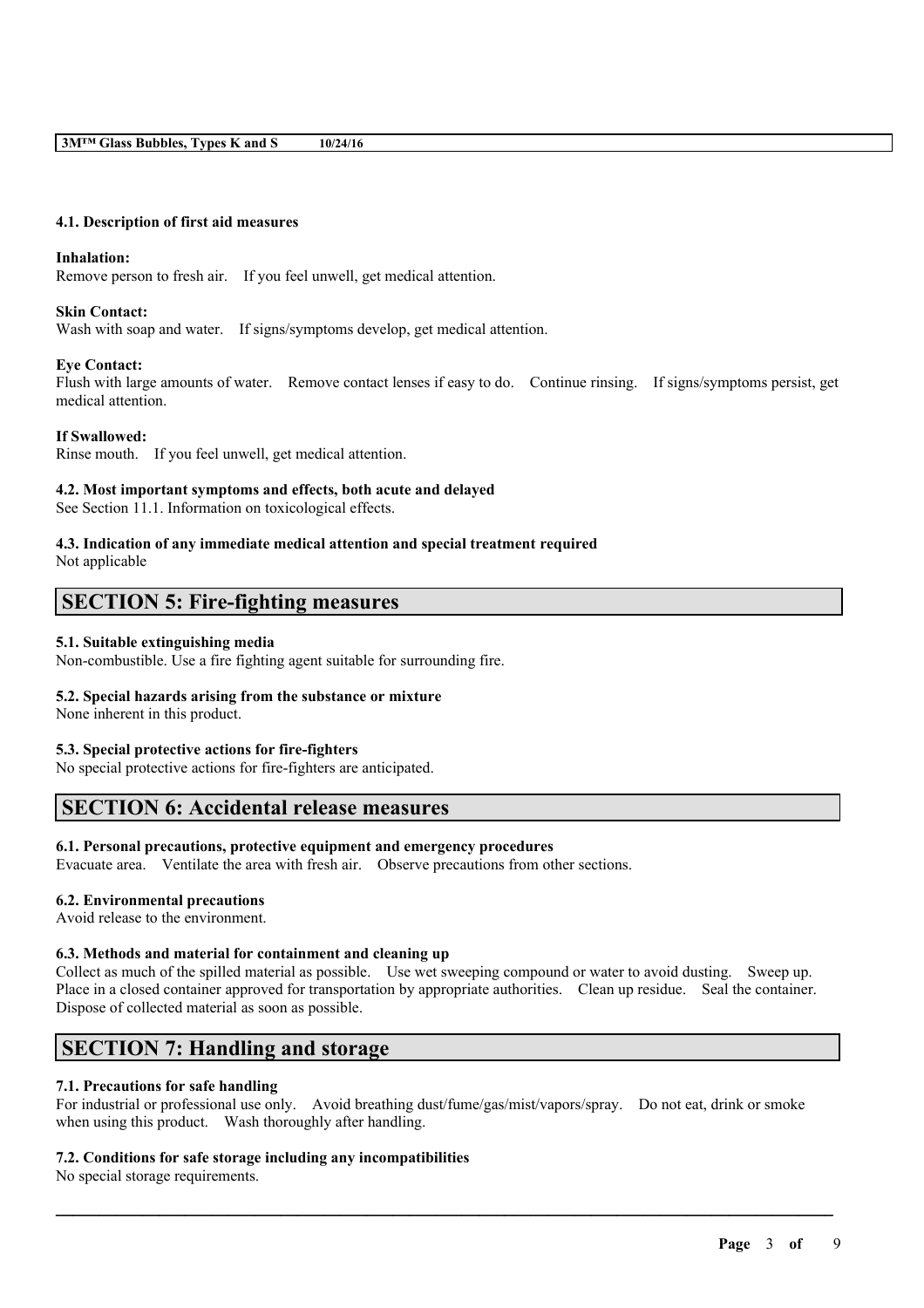#### 4.1. Description of first aid measures

**Inhalation:**
Remove person to fresh air.    If you feel unwell, get medical attention.

**Skin Contact:**
Wash with soap and water.    If signs/symptoms develop, get medical attention.

**Eye Contact:**
Flush with large amounts of water.    Remove contact lenses if easy to do.    Continue rinsing.    If signs/symptoms persist, get medical attention.

**If Swallowed:**
Rinse mouth.    If you feel unwell, get medical attention.

#### 4.2. Most important symptoms and effects, both acute and delayed

See Section 11.1. Information on toxicological effects.

#### 4.3. Indication of any immediate medical attention and special treatment required

Not applicable

## SECTION 5: Fire-fighting measures

#### 5.1. Suitable extinguishing media

Non-combustible. Use a fire fighting agent suitable for surrounding fire.

#### 5.2. Special hazards arising from the substance or mixture

None inherent in this product.

#### 5.3. Special protective actions for fire-fighters

No special protective actions for fire-fighters are anticipated.

## SECTION 6: Accidental release measures

#### 6.1. Personal precautions, protective equipment and emergency procedures

Evacuate area.    Ventilate the area with fresh air.    Observe precautions from other sections.

#### 6.2. Environmental precautions

Avoid release to the environment.

#### 6.3. Methods and material for containment and cleaning up

Collect as much of the spilled material as possible.    Use wet sweeping compound or water to avoid dusting.    Sweep up.    Place in a closed container approved for transportation by appropriate authorities.    Clean up residue.    Seal the container.    Dispose of collected material as soon as possible.

## SECTION 7: Handling and storage

#### 7.1. Precautions for safe handling

For industrial or professional use only.    Avoid breathing dust/fume/gas/mist/vapors/spray.    Do not eat, drink or smoke when using this product.    Wash thoroughly after handling.

#### 7.2. Conditions for safe storage including any incompatibilities

No special storage requirements.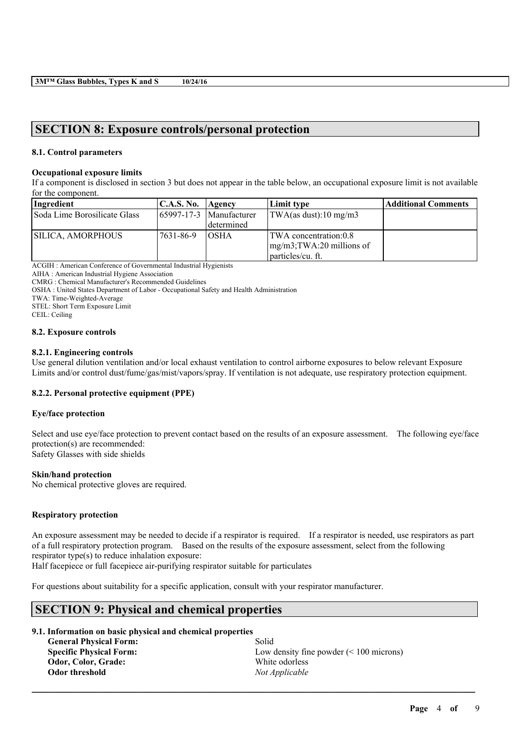## SECTION 8: Exposure controls/personal protection

### 8.1. Control parameters

**Occupational exposure limits**

If a component is disclosed in section 3 but does not appear in the table below, an occupational exposure limit is not available for the component.

| Ingredient | C.A.S. No. | Agency | Limit type | Additional Comments |
| --- | --- | --- | --- | --- |
| Soda Lime Borosilicate Glass | 65997-17-3 | Manufacturer determined | TWA(as dust):10 mg/m3 | |
| SILICA, AMORPHOUS | 7631-86-9 | OSHA | TWA concentration:0.8 mg/m3;TWA:20 millions of particles/cu. ft. | |

ACGIH : American Conference of Governmental Industrial Hygienists
AIHA : American Industrial Hygiene Association
CMRG : Chemical Manufacturer's Recommended Guidelines
OSHA : United States Department of Labor - Occupational Safety and Health Administration
TWA: Time-Weighted-Average
STEL: Short Term Exposure Limit
CEIL: Ceiling

### 8.2. Exposure controls

#### 8.2.1. Engineering controls

Use general dilution ventilation and/or local exhaust ventilation to control airborne exposures to below relevant Exposure Limits and/or control dust/fume/gas/mist/vapors/spray. If ventilation is not adequate, use respiratory protection equipment.

#### 8.2.2. Personal protective equipment (PPE)

**Eye/face protection**

Select and use eye/face protection to prevent contact based on the results of an exposure assessment. The following eye/face protection(s) are recommended:
Safety Glasses with side shields

**Skin/hand protection**

No chemical protective gloves are required.

**Respiratory protection**

An exposure assessment may be needed to decide if a respirator is required. If a respirator is needed, use respirators as part of a full respiratory protection program. Based on the results of the exposure assessment, select from the following respirator type(s) to reduce inhalation exposure:
Half facepiece or full facepiece air-purifying respirator suitable for particulates

For questions about suitability for a specific application, consult with your respirator manufacturer.

## SECTION 9: Physical and chemical properties

### 9.1. Information on basic physical and chemical properties

| | |
| --- | --- |
| **General Physical Form:** | Solid |
| **Specific Physical Form:** | Low density fine powder (< 100 microns) |
| **Odor, Color, Grade:** | White odorless |
| **Odor threshold** | *Not Applicable* |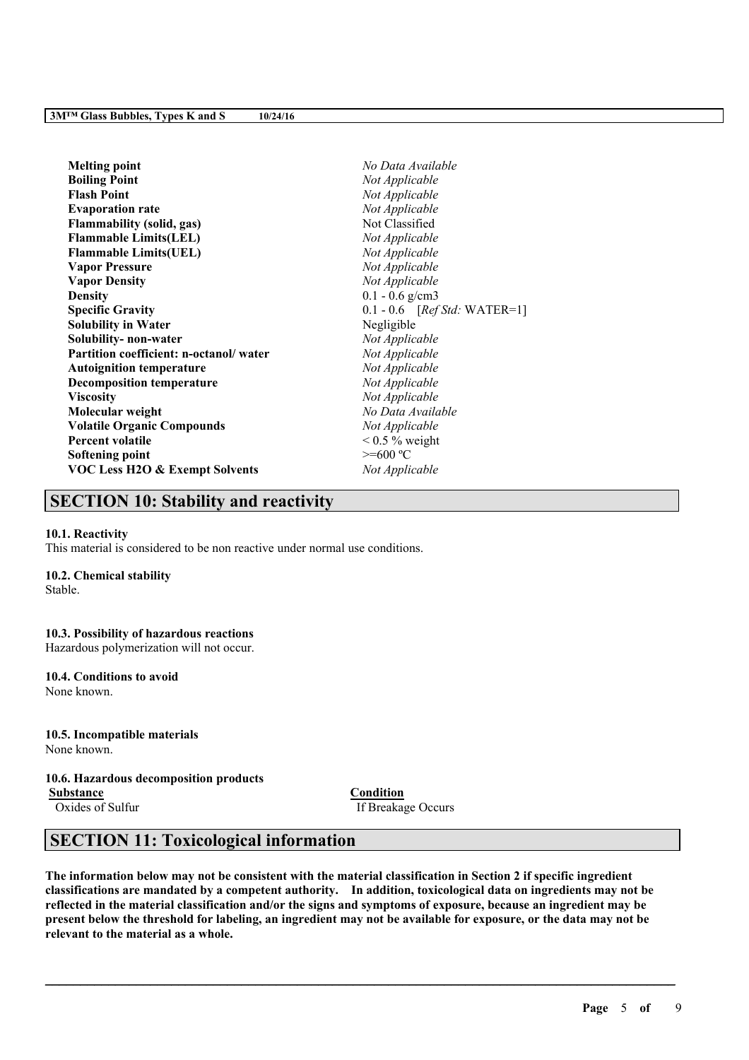| | |
|---|---|
| **Melting point** | *No Data Available* |
| **Boiling Point** | *Not Applicable* |
| **Flash Point** | *Not Applicable* |
| **Evaporation rate** | *Not Applicable* |
| **Flammability (solid, gas)** | Not Classified |
| **Flammable Limits(LEL)** | *Not Applicable* |
| **Flammable Limits(UEL)** | *Not Applicable* |
| **Vapor Pressure** | *Not Applicable* |
| **Vapor Density** | *Not Applicable* |
| **Density** | 0.1 - 0.6 g/cm3 |
| **Specific Gravity** | 0.1 - 0.6 [*Ref Std:* WATER=1] |
| **Solubility in Water** | Negligible |
| **Solubility- non-water** | *Not Applicable* |
| **Partition coefficient: n-octanol/ water** | *Not Applicable* |
| **Autoignition temperature** | *Not Applicable* |
| **Decomposition temperature** | *Not Applicable* |
| **Viscosity** | *Not Applicable* |
| **Molecular weight** | *No Data Available* |
| **Volatile Organic Compounds** | *Not Applicable* |
| **Percent volatile** | < 0.5 % weight |
| **Softening point** | >=600 ºC |
| **VOC Less H2O & Exempt Solvents** | *Not Applicable* |

## SECTION 10: Stability and reactivity

**10.1. Reactivity**
This material is considered to be non reactive under normal use conditions.

**10.2. Chemical stability**
Stable.

**10.3. Possibility of hazardous reactions**
Hazardous polymerization will not occur.

**10.4. Conditions to avoid**
None known.

**10.5. Incompatible materials**
None known.

**10.6. Hazardous decomposition products**

| Substance | Condition |
|---|---|
| Oxides of Sulfur | If Breakage Occurs |

## SECTION 11: Toxicological information

**The information below may not be consistent with the material classification in Section 2 if specific ingredient classifications are mandated by a competent authority. In addition, toxicological data on ingredients may not be reflected in the material classification and/or the signs and symptoms of exposure, because an ingredient may be present below the threshold for labeling, an ingredient may not be available for exposure, or the data may not be relevant to the material as a whole.**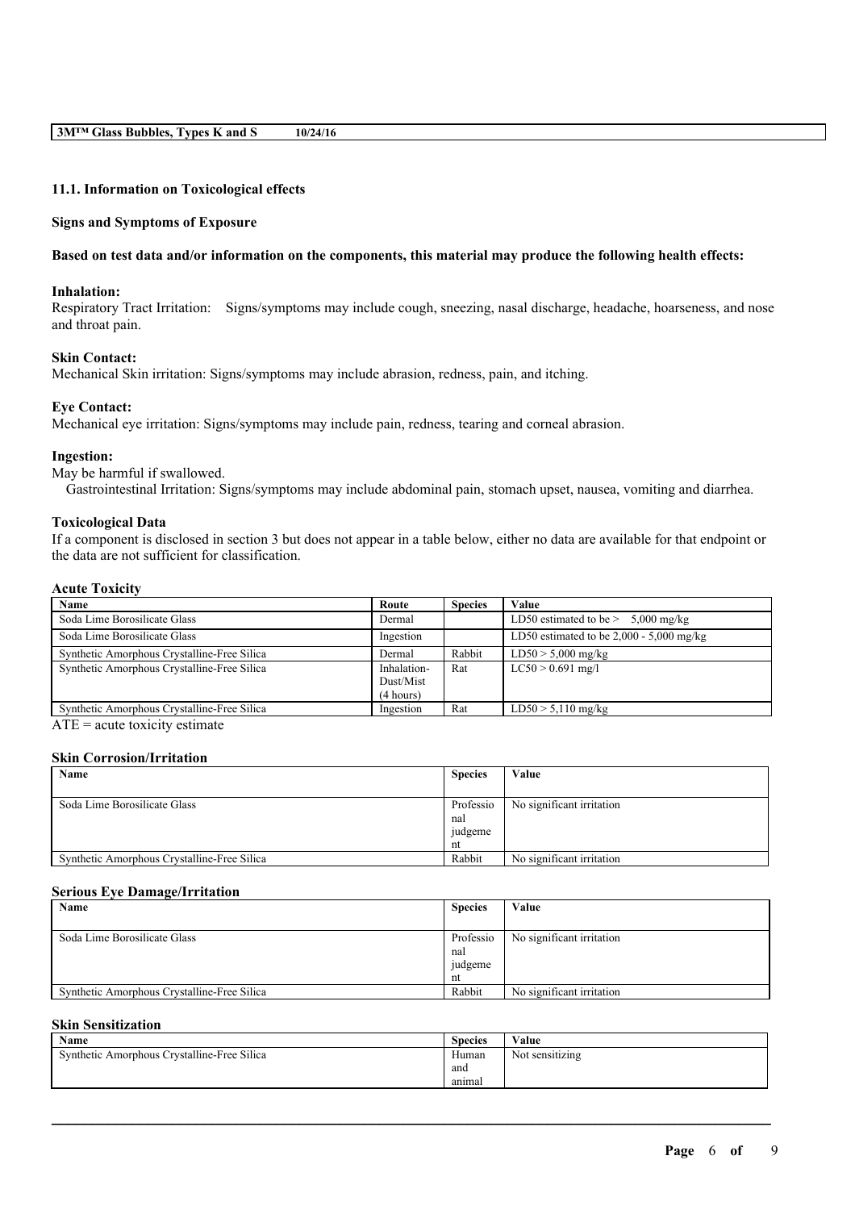### 11.1. Information on Toxicological effects

**Signs and Symptoms of Exposure**

**Based on test data and/or information on the components, this material may produce the following health effects:**

**Inhalation:**
Respiratory Tract Irritation: Signs/symptoms may include cough, sneezing, nasal discharge, headache, hoarseness, and nose and throat pain.

**Skin Contact:**
Mechanical Skin irritation: Signs/symptoms may include abrasion, redness, pain, and itching.

**Eye Contact:**
Mechanical eye irritation: Signs/symptoms may include pain, redness, tearing and corneal abrasion.

**Ingestion:**
May be harmful if swallowed.
Gastrointestinal Irritation: Signs/symptoms may include abdominal pain, stomach upset, nausea, vomiting and diarrhea.

**Toxicological Data**
If a component is disclosed in section 3 but does not appear in a table below, either no data are available for that endpoint or the data are not sufficient for classification.

**Acute Toxicity**

| Name | Route | Species | Value |
|---|---|---|---|
| Soda Lime Borosilicate Glass | Dermal | | LD50 estimated to be > 5,000 mg/kg |
| Soda Lime Borosilicate Glass | Ingestion | | LD50 estimated to be 2,000 - 5,000 mg/kg |
| Synthetic Amorphous Crystalline-Free Silica | Dermal | Rabbit | LD50 > 5,000 mg/kg |
| Synthetic Amorphous Crystalline-Free Silica | Inhalation-Dust/Mist (4 hours) | Rat | LC50 > 0.691 mg/l |
| Synthetic Amorphous Crystalline-Free Silica | Ingestion | Rat | LD50 > 5,110 mg/kg |

ATE = acute toxicity estimate

**Skin Corrosion/Irritation**

| Name | Species | Value |
|---|---|---|
| Soda Lime Borosilicate Glass | Professional judgement | No significant irritation |
| Synthetic Amorphous Crystalline-Free Silica | Rabbit | No significant irritation |

**Serious Eye Damage/Irritation**

| Name | Species | Value |
|---|---|---|
| Soda Lime Borosilicate Glass | Professional judgement | No significant irritation |
| Synthetic Amorphous Crystalline-Free Silica | Rabbit | No significant irritation |

**Skin Sensitization**

| Name | Species | Value |
|---|---|---|
| Synthetic Amorphous Crystalline-Free Silica | Human and animal | Not sensitizing |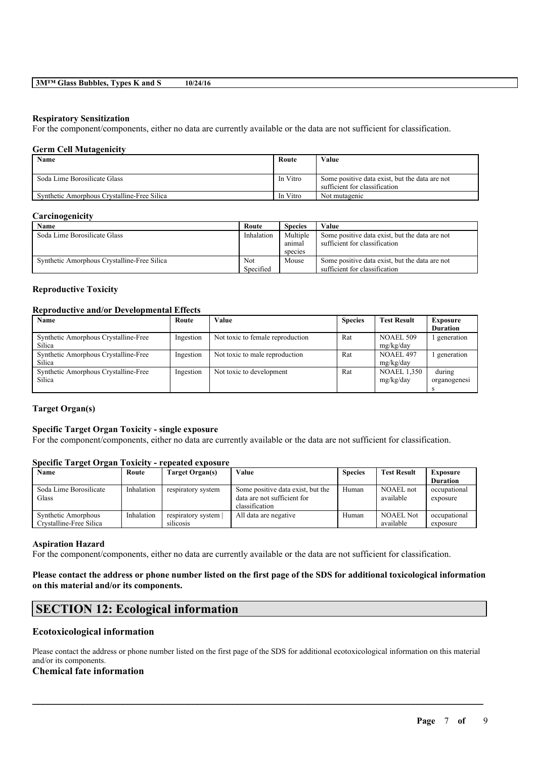#### Respiratory Sensitization

For the component/components, either no data are currently available or the data are not sufficient for classification.

#### Germ Cell Mutagenicity

| Name | Route | Value |
|---|---|---|
| Soda Lime Borosilicate Glass | In Vitro | Some positive data exist, but the data are not sufficient for classification |
| Synthetic Amorphous Crystalline-Free Silica | In Vitro | Not mutagenic |

#### Carcinogenicity

| Name | Route | Species | Value |
|---|---|---|---|
| Soda Lime Borosilicate Glass | Inhalation | Multiple animal species | Some positive data exist, but the data are not sufficient for classification |
| Synthetic Amorphous Crystalline-Free Silica | Not Specified | Mouse | Some positive data exist, but the data are not sufficient for classification |

#### Reproductive Toxicity

#### Reproductive and/or Developmental Effects

| Name | Route | Value | Species | Test Result | Exposure Duration |
|---|---|---|---|---|---|
| Synthetic Amorphous Crystalline-Free Silica | Ingestion | Not toxic to female reproduction | Rat | NOAEL 509 mg/kg/day | 1 generation |
| Synthetic Amorphous Crystalline-Free Silica | Ingestion | Not toxic to male reproduction | Rat | NOAEL 497 mg/kg/day | 1 generation |
| Synthetic Amorphous Crystalline-Free Silica | Ingestion | Not toxic to development | Rat | NOAEL 1,350 mg/kg/day | during organogenesis |

#### Target Organ(s)

#### Specific Target Organ Toxicity - single exposure

For the component/components, either no data are currently available or the data are not sufficient for classification.

#### Specific Target Organ Toxicity - repeated exposure

| Name | Route | Target Organ(s) | Value | Species | Test Result | Exposure Duration |
|---|---|---|---|---|---|---|
| Soda Lime Borosilicate Glass | Inhalation | respiratory system | Some positive data exist, but the data are not sufficient for classification | Human | NOAEL not available | occupational exposure |
| Synthetic Amorphous Crystalline-Free Silica | Inhalation | respiratory system \| silicosis | All data are negative | Human | NOAEL Not available | occupational exposure |

#### Aspiration Hazard

For the component/components, either no data are currently available or the data are not sufficient for classification.

**Please contact the address or phone number listed on the first page of the SDS for additional toxicological information on this material and/or its components.**

## SECTION 12: Ecological information

### Ecotoxicological information

Please contact the address or phone number listed on the first page of the SDS for additional ecotoxicological information on this material and/or its components.

### Chemical fate information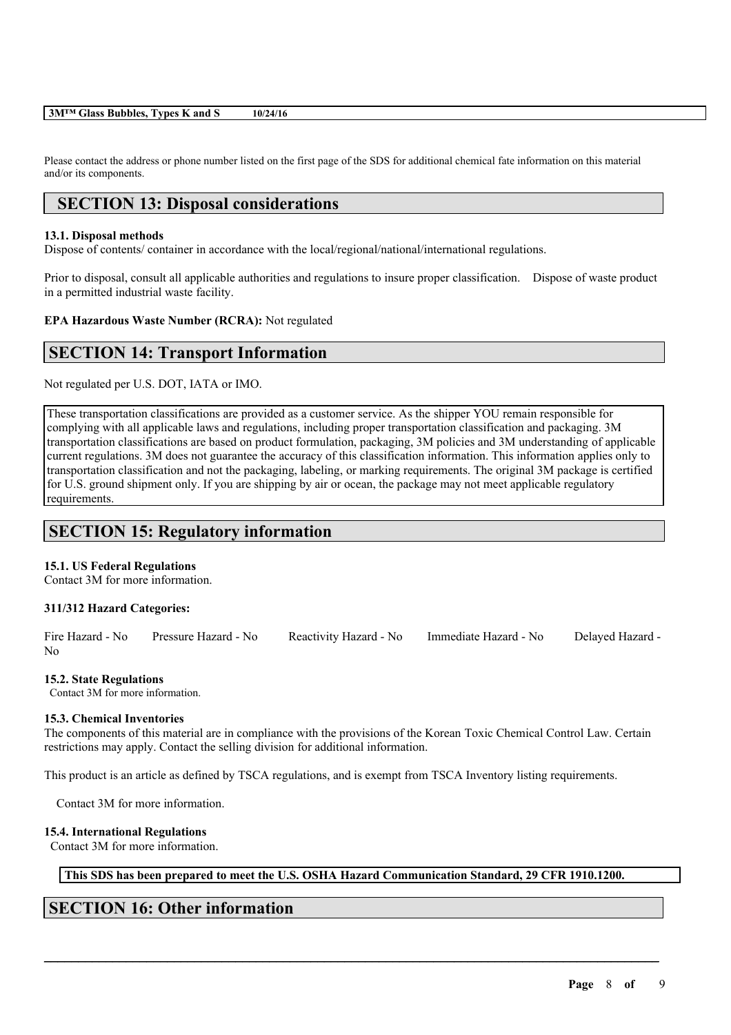Please contact the address or phone number listed on the first page of the SDS for additional chemical fate information on this material and/or its components.

## SECTION 13: Disposal considerations

**13.1. Disposal methods**

Dispose of contents/ container in accordance with the local/regional/national/international regulations.

Prior to disposal, consult all applicable authorities and regulations to insure proper classification. Dispose of waste product in a permitted industrial waste facility.

**EPA Hazardous Waste Number (RCRA):** Not regulated

## SECTION 14: Transport Information

Not regulated per U.S. DOT, IATA or IMO.

These transportation classifications are provided as a customer service. As the shipper YOU remain responsible for complying with all applicable laws and regulations, including proper transportation classification and packaging. 3M transportation classifications are based on product formulation, packaging, 3M policies and 3M understanding of applicable current regulations. 3M does not guarantee the accuracy of this classification information. This information applies only to transportation classification and not the packaging, labeling, or marking requirements. The original 3M package is certified for U.S. ground shipment only. If you are shipping by air or ocean, the package may not meet applicable regulatory requirements.

## SECTION 15: Regulatory information

**15.1. US Federal Regulations**

Contact 3M for more information.

**311/312 Hazard Categories:**

Fire Hazard - No    Pressure Hazard - No    Reactivity Hazard - No    Immediate Hazard - No    Delayed Hazard - No

**15.2. State Regulations**

Contact 3M for more information.

**15.3. Chemical Inventories**

The components of this material are in compliance with the provisions of the Korean Toxic Chemical Control Law. Certain restrictions may apply. Contact the selling division for additional information.

This product is an article as defined by TSCA regulations, and is exempt from TSCA Inventory listing requirements.

Contact 3M for more information.

**15.4. International Regulations**

Contact 3M for more information.

**This SDS has been prepared to meet the U.S. OSHA Hazard Communication Standard, 29 CFR 1910.1200.**

## SECTION 16: Other information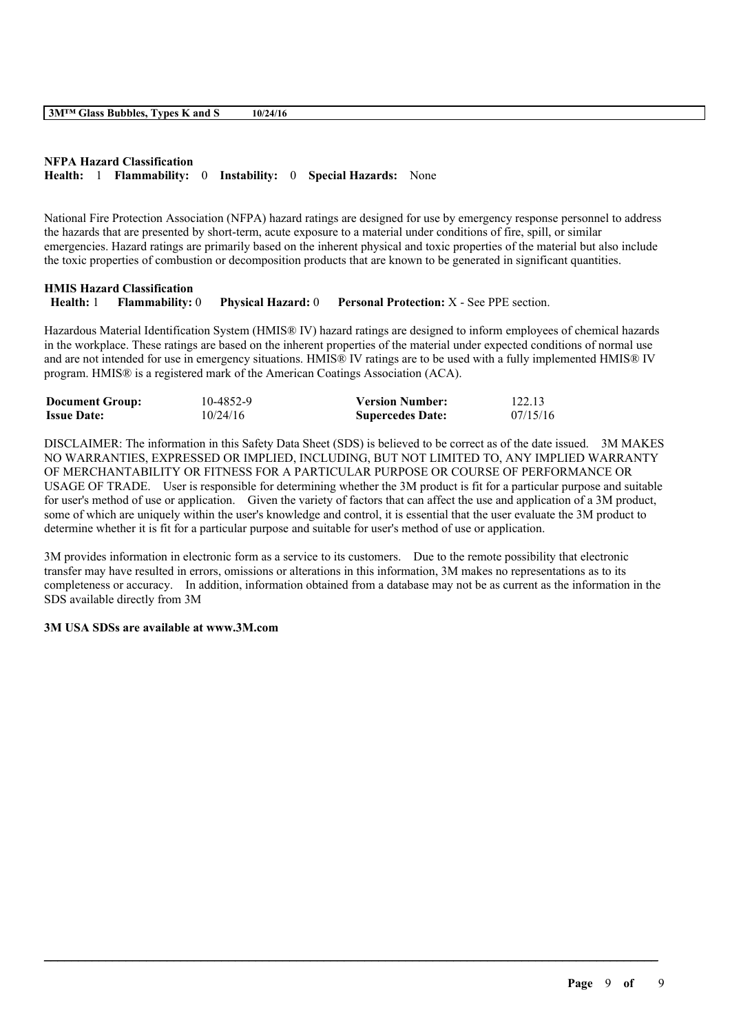**NFPA Hazard Classification**
**Health:** 1 **Flammability:** 0 **Instability:** 0 **Special Hazards:** None

National Fire Protection Association (NFPA) hazard ratings are designed for use by emergency response personnel to address the hazards that are presented by short-term, acute exposure to a material under conditions of fire, spill, or similar emergencies. Hazard ratings are primarily based on the inherent physical and toxic properties of the material but also include the toxic properties of combustion or decomposition products that are known to be generated in significant quantities.

**HMIS Hazard Classification**
**Health:** 1 **Flammability:** 0 **Physical Hazard:** 0 **Personal Protection:** X - See PPE section.

Hazardous Material Identification System (HMIS® IV) hazard ratings are designed to inform employees of chemical hazards in the workplace. These ratings are based on the inherent properties of the material under expected conditions of normal use and are not intended for use in emergency situations. HMIS® IV ratings are to be used with a fully implemented HMIS® IV program. HMIS® is a registered mark of the American Coatings Association (ACA).

| | | | |
|---|---|---|---|
| **Document Group:** | 10-4852-9 | **Version Number:** | 122.13 |
| **Issue Date:** | 10/24/16 | **Supercedes Date:** | 07/15/16 |

DISCLAIMER: The information in this Safety Data Sheet (SDS) is believed to be correct as of the date issued. 3M MAKES NO WARRANTIES, EXPRESSED OR IMPLIED, INCLUDING, BUT NOT LIMITED TO, ANY IMPLIED WARRANTY OF MERCHANTABILITY OR FITNESS FOR A PARTICULAR PURPOSE OR COURSE OF PERFORMANCE OR USAGE OF TRADE. User is responsible for determining whether the 3M product is fit for a particular purpose and suitable for user's method of use or application. Given the variety of factors that can affect the use and application of a 3M product, some of which are uniquely within the user's knowledge and control, it is essential that the user evaluate the 3M product to determine whether it is fit for a particular purpose and suitable for user's method of use or application.

3M provides information in electronic form as a service to its customers. Due to the remote possibility that electronic transfer may have resulted in errors, omissions or alterations in this information, 3M makes no representations as to its completeness or accuracy. In addition, information obtained from a database may not be as current as the information in the SDS available directly from 3M

**3M USA SDSs are available at www.3M.com**